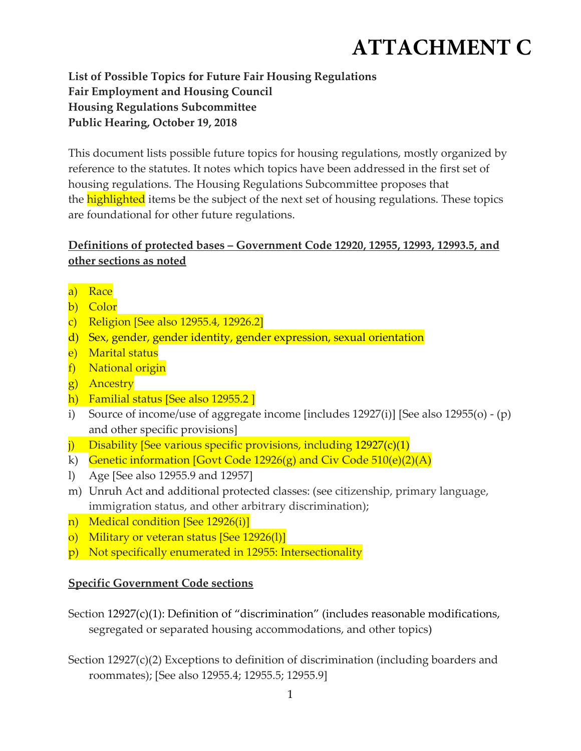# ATTACHMENT C

**List of Possible Topics for Future Fair Housing Regulations**
**Fair Employment and Housing Council**
**Housing Regulations Subcommittee**
**Public Hearing, October 19, 2018**

This document lists possible future topics for housing regulations, mostly organized by reference to the statutes. It notes which topics have been addressed in the first set of housing regulations. The Housing Regulations Subcommittee proposes that the highlighted items be the subject of the next set of housing regulations. These topics are foundational for other future regulations.

__Definitions of protected bases – Government Code 12920, 12955, 12993, 12993.5, and other sections as noted__

a) Race
b) Color
c) Religion [See also 12955.4, 12926.2]
d) Sex, gender, gender identity, gender expression, sexual orientation
e) Marital status
f) National origin
g) Ancestry
h) Familial status [See also 12955.2 ]
i) Source of income/use of aggregate income [includes 12927(i)] [See also 12955(o) - (p) and other specific provisions]
j) Disability [See various specific provisions, including 12927(c)(1)
k) Genetic information [Govt Code 12926(g) and Civ Code 510(e)(2)(A)
l) Age [See also 12955.9 and 12957]
m) Unruh Act and additional protected classes: (see citizenship, primary language, immigration status, and other arbitrary discrimination);
n) Medical condition [See 12926(i)]
o) Military or veteran status [See 12926(l)]
p) Not specifically enumerated in 12955: Intersectionality

__Specific Government Code sections__

Section 12927(c)(1): Definition of "discrimination" (includes reasonable modifications, segregated or separated housing accommodations, and other topics)

Section 12927(c)(2) Exceptions to definition of discrimination (including boarders and roommates); [See also 12955.4; 12955.5; 12955.9]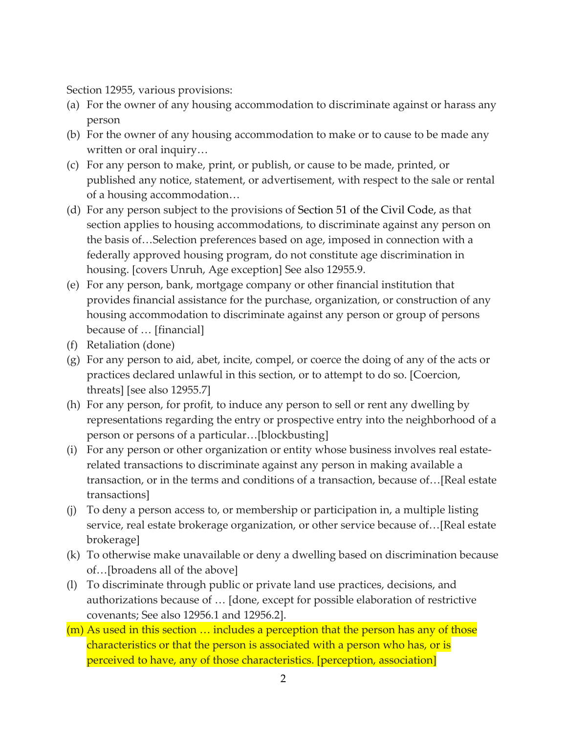Section 12955, various provisions:

(a) For the owner of any housing accommodation to discriminate against or harass any person
(b) For the owner of any housing accommodation to make or to cause to be made any written or oral inquiry…
(c) For any person to make, print, or publish, or cause to be made, printed, or published any notice, statement, or advertisement, with respect to the sale or rental of a housing accommodation…
(d) For any person subject to the provisions of Section 51 of the Civil Code, as that section applies to housing accommodations, to discriminate against any person on the basis of…Selection preferences based on age, imposed in connection with a federally approved housing program, do not constitute age discrimination in housing. [covers Unruh, Age exception] See also 12955.9.
(e) For any person, bank, mortgage company or other financial institution that provides financial assistance for the purchase, organization, or construction of any housing accommodation to discriminate against any person or group of persons because of … [financial]
(f) Retaliation (done)
(g) For any person to aid, abet, incite, compel, or coerce the doing of any of the acts or practices declared unlawful in this section, or to attempt to do so. [Coercion, threats] [see also 12955.7]
(h) For any person, for profit, to induce any person to sell or rent any dwelling by representations regarding the entry or prospective entry into the neighborhood of a person or persons of a particular…[blockbusting]
(i) For any person or other organization or entity whose business involves real estate-related transactions to discriminate against any person in making available a transaction, or in the terms and conditions of a transaction, because of…[Real estate transactions]
(j) To deny a person access to, or membership or participation in, a multiple listing service, real estate brokerage organization, or other service because of…[Real estate brokerage]
(k) To otherwise make unavailable or deny a dwelling based on discrimination because of…[broadens all of the above]
(l) To discriminate through public or private land use practices, decisions, and authorizations because of … [done, except for possible elaboration of restrictive covenants; See also 12956.1 and 12956.2].
(m) As used in this section … includes a perception that the person has any of those characteristics or that the person is associated with a person who has, or is perceived to have, any of those characteristics. [perception, association]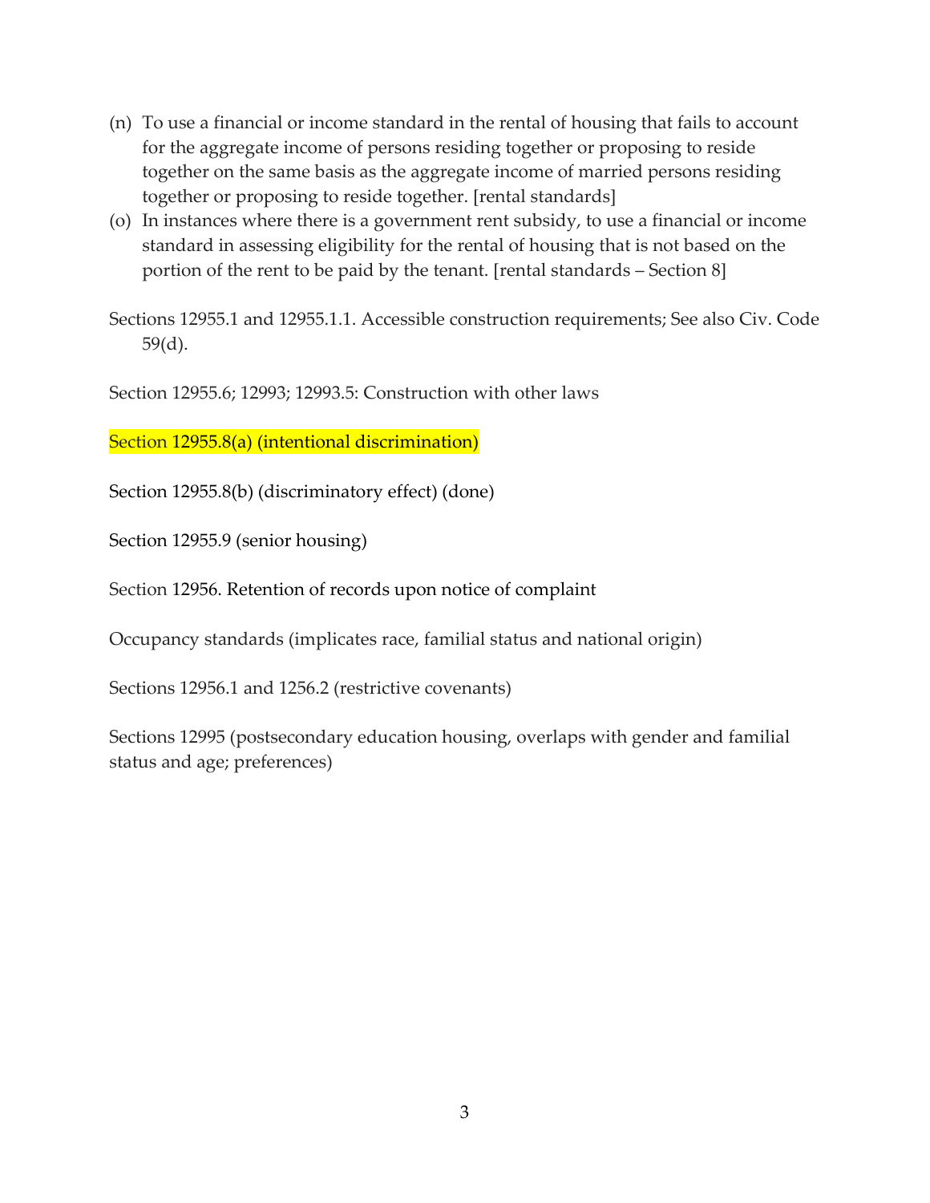(n) To use a financial or income standard in the rental of housing that fails to account for the aggregate income of persons residing together or proposing to reside together on the same basis as the aggregate income of married persons residing together or proposing to reside together. [rental standards]

(o) In instances where there is a government rent subsidy, to use a financial or income standard in assessing eligibility for the rental of housing that is not based on the portion of the rent to be paid by the tenant. [rental standards – Section 8]

Sections 12955.1 and 12955.1.1. Accessible construction requirements; See also Civ. Code 59(d).

Section 12955.6; 12993; 12993.5: Construction with other laws

Section 12955.8(a) (intentional discrimination)

Section 12955.8(b) (discriminatory effect) (done)

Section 12955.9 (senior housing)

Section 12956. Retention of records upon notice of complaint

Occupancy standards (implicates race, familial status and national origin)

Sections 12956.1 and 1256.2 (restrictive covenants)

Sections 12995 (postsecondary education housing, overlaps with gender and familial status and age; preferences)